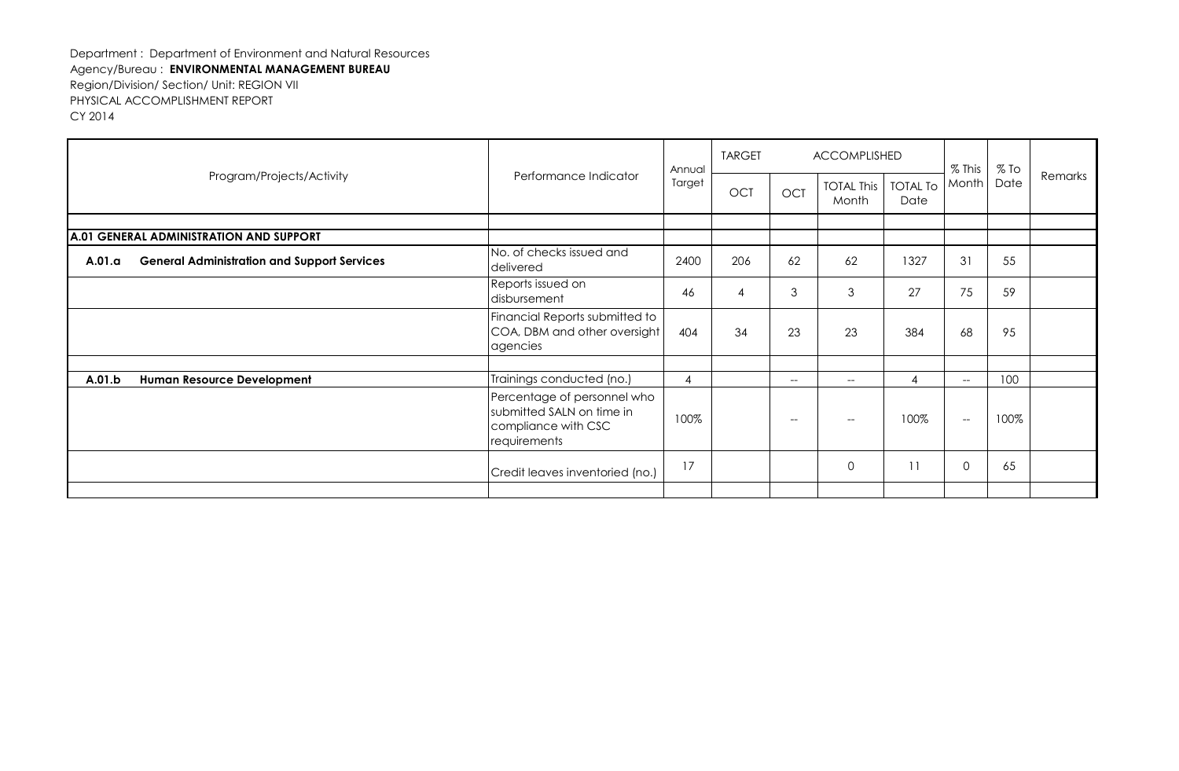Department : Department of Environment and Natural Resources
Agency/Bureau : **ENVIRONMENTAL MANAGEMENT BUREAU**
Region/Division/ Section/ Unit: REGION VII
PHYSICAL ACCOMPLISHMENT REPORT
CY 2014

| Program/Projects/Activity | Performance Indicator | Annual Target | TARGET | ACCOMPLISHED | | | % This Month | % To Date | Remarks |
|---|---|---|---|---|---|---|---|---|---|
| | | | OCT | OCT | TOTAL This Month | TOTAL To Date | | | |
| | | | | | | | | | |
| **A.01 GENERAL ADMINISTRATION AND SUPPORT** | | | | | | | | | |
| **A.01.a General Administration and Support Services** | No. of checks issued and delivered | 2400 | 206 | 62 | 62 | 1327 | 31 | 55 | |
| | Reports issued on disbursement | 46 | 4 | 3 | 3 | 27 | 75 | 59 | |
| | Financial Reports submitted to COA, DBM and other oversight agencies | 404 | 34 | 23 | 23 | 384 | 68 | 95 | |
| | | | | | | | | | |
| **A.01.b Human Resource Development** | Trainings conducted (no.) | 4 | | -- | -- | 4 | -- | 100 | |
| | Percentage of personnel who submitted SALN on time in compliance with CSC requirements | 100% | | -- | -- | 100% | -- | 100% | |
| | Credit leaves inventoried (no.) | 17 | | | 0 | 11 | 0 | 65 | |
| | | | | | | | | | |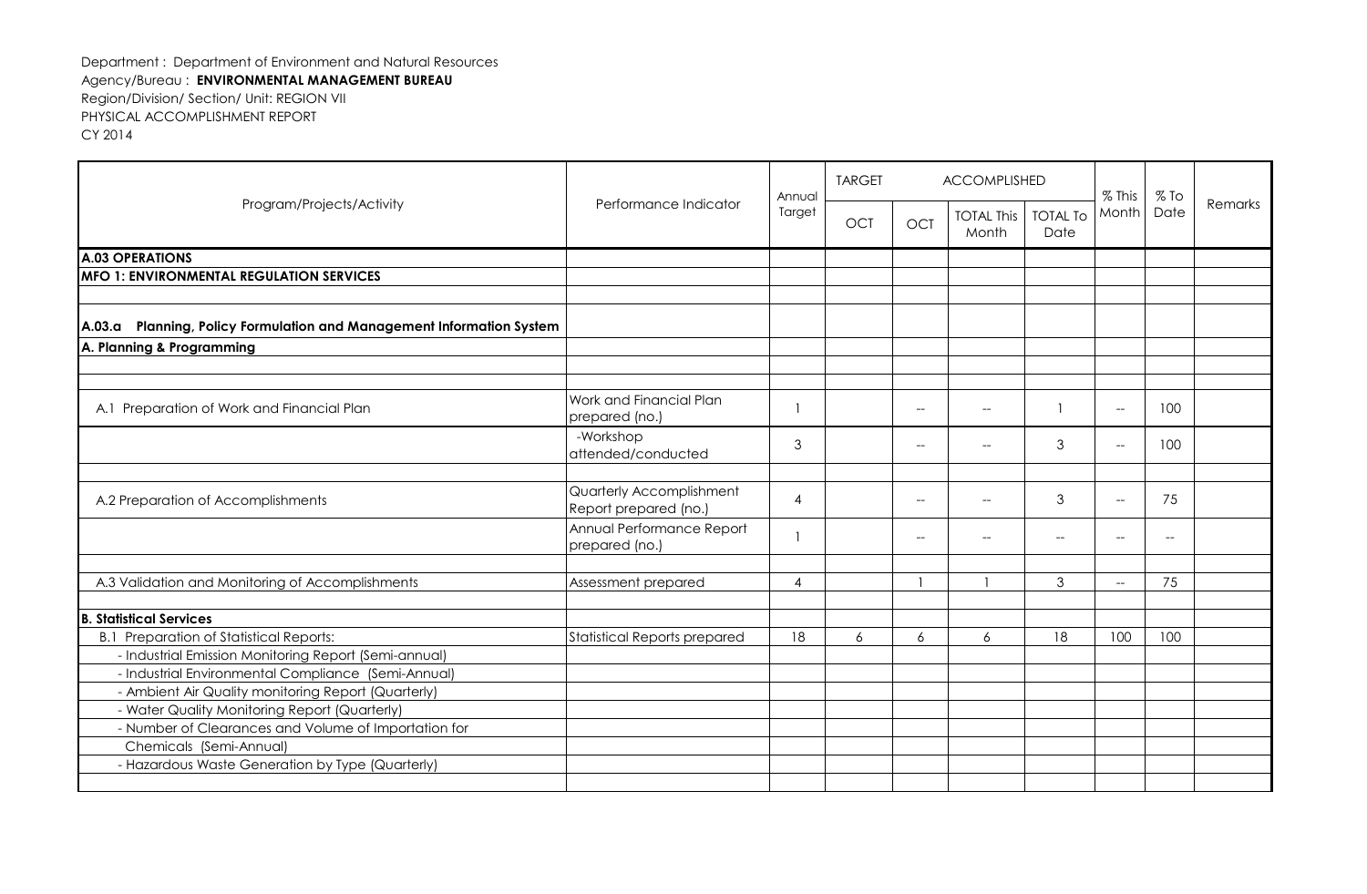Department : Department of Environment and Natural Resources
Agency/Bureau : **ENVIRONMENTAL MANAGEMENT BUREAU**
Region/Division/ Section/ Unit: REGION VII
PHYSICAL ACCOMPLISHMENT REPORT
CY 2014

| Program/Projects/Activity | Performance Indicator | Annual Target | TARGET | ACCOMPLISHED | | | % This Month | % To Date | Remarks |
|---|---|---|---|---|---|---|---|---|---|
| | | | OCT | OCT | TOTAL This Month | TOTAL To Date | | | |
| **A.03 OPERATIONS** | | | | | | | | | |
| **MFO 1: ENVIRONMENTAL REGULATION SERVICES** | | | | | | | | | |
| | | | | | | | | | |
| **A.03.a Planning, Policy Formulation and Management Information System** | | | | | | | | | |
| **A. Planning & Programming** | | | | | | | | | |
| | | | | | | | | | |
| A.1 Preparation of Work and Financial Plan | Work and Financial Plan prepared (no.) | 1 | | -- | -- | 1 | -- | 100 | |
| | -Workshop attended/conducted | 3 | | -- | -- | 3 | -- | 100 | |
| | | | | | | | | | |
| A.2 Preparation of Accomplishments | Quarterly Accomplishment Report prepared (no.) | 4 | | -- | -- | 3 | -- | 75 | |
| | Annual Performance Report prepared (no.) | 1 | | -- | -- | -- | -- | -- | |
| | | | | | | | | | |
| A.3 Validation and Monitoring of Accomplishments | Assessment prepared | 4 | | 1 | 1 | 3 | -- | 75 | |
| | | | | | | | | | |
| **B. Statistical Services** | | | | | | | | | |
| B.1 Preparation of Statistical Reports: | Statistical Reports prepared | 18 | 6 | 6 | 6 | 18 | 100 | 100 | |
| - Industrial Emission Monitoring Report (Semi-annual) | | | | | | | | | |
| - Industrial Environmental Compliance (Semi-Annual) | | | | | | | | | |
| - Ambient Air Quality monitoring Report (Quarterly) | | | | | | | | | |
| - Water Quality Monitoring Report (Quarterly) | | | | | | | | | |
| - Number of Clearances and Volume of Importation for Chemicals (Semi-Annual) | | | | | | | | | |
| - Hazardous Waste Generation by Type (Quarterly) | | | | | | | | | |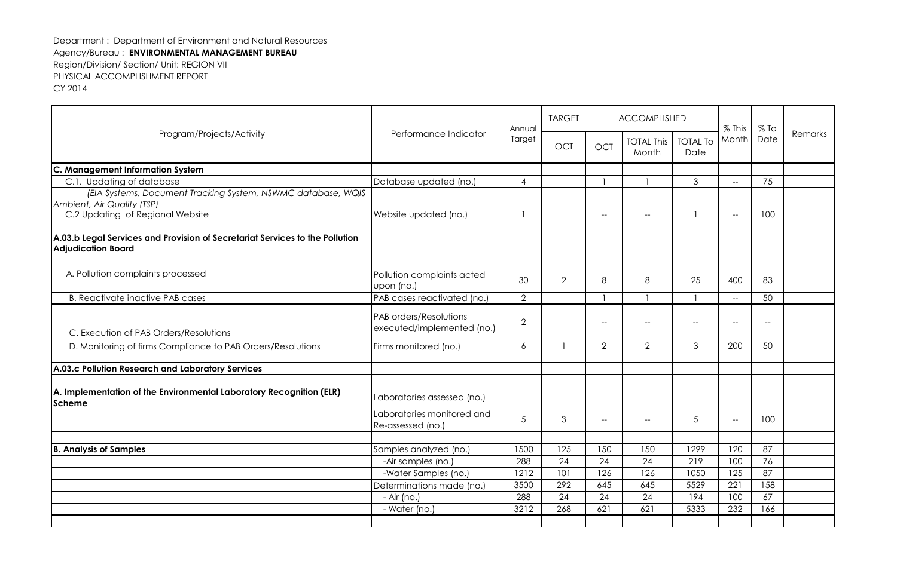Department : Department of Environment and Natural Resources
Agency/Bureau : **ENVIRONMENTAL MANAGEMENT BUREAU**
Region/Division/ Section/ Unit: REGION VII
PHYSICAL ACCOMPLISHMENT REPORT
CY 2014

| Program/Projects/Activity | Performance Indicator | Annual Target | TARGET | ACCOMPLISHED | | | % This Month | % To Date | Remarks |
|---|---|---|---|---|---|---|---|---|---|
| | | | OCT | OCT | TOTAL This Month | TOTAL To Date | | | |
| **C. Management Information System** | | | | | | | | | |
| C.1. Updating of database | Database updated (no.) | 4 | | 1 | 1 | 3 | -- | 75 | |
| *(EIA Systems, Document Tracking System, NSWMC database, WQIS Ambient, Air Quality (TSP)* | | | | | | | | | |
| C.2 Updating of Regional Website | Website updated (no.) | 1 | | -- | -- | 1 | -- | 100 | |
| | | | | | | | | | |
| **A.03.b Legal Services and Provision of Secretariat Services to the Pollution Adjudication Board** | | | | | | | | | |
| | | | | | | | | | |
| A. Pollution complaints processed | Pollution complaints acted upon (no.) | 30 | 2 | 8 | 8 | 25 | 400 | 83 | |
| B. Reactivate inactive PAB cases | PAB cases reactivated (no.) | 2 | | 1 | 1 | 1 | -- | 50 | |
| C. Execution of PAB Orders/Resolutions | PAB orders/Resolutions executed/implemented (no.) | 2 | | -- | -- | -- | -- | -- | |
| D. Monitoring of firms Compliance to PAB Orders/Resolutions | Firms monitored (no.) | 6 | 1 | 2 | 2 | 3 | 200 | 50 | |
| | | | | | | | | | |
| **A.03.c Pollution Research and Laboratory Services** | | | | | | | | | |
| | | | | | | | | | |
| **A. Implementation of the Environmental Laboratory Recognition (ELR) Scheme** | Laboratories assessed (no.) | | | | | | | | |
| | Laboratories monitored and Re-assessed (no.) | 5 | 3 | -- | -- | 5 | -- | 100 | |
| | | | | | | | | | |
| **B. Analysis of Samples** | Samples analyzed (no.) | 1500 | 125 | 150 | 150 | 1299 | 120 | 87 | |
| | -Air samples (no.) | 288 | 24 | 24 | 24 | 219 | 100 | 76 | |
| | -Water Samples (no.) | 1212 | 101 | 126 | 126 | 1050 | 125 | 87 | |
| | Determinations made (no.) | 3500 | 292 | 645 | 645 | 5529 | 221 | 158 | |
| | - Air (no.) | 288 | 24 | 24 | 24 | 194 | 100 | 67 | |
| | - Water (no.) | 3212 | 268 | 621 | 621 | 5333 | 232 | 166 | |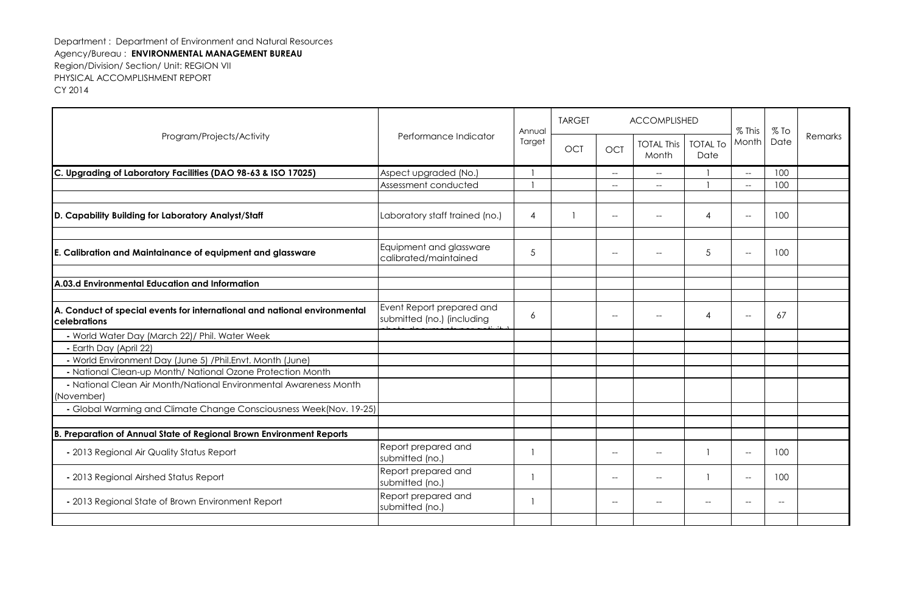Department : Department of Environment and Natural Resources
Agency/Bureau : **ENVIRONMENTAL MANAGEMENT BUREAU**
Region/Division/ Section/ Unit: REGION VII
PHYSICAL ACCOMPLISHMENT REPORT
CY 2014

| Program/Projects/Activity | Performance Indicator | Annual Target | TARGET | ACCOMPLISHED | | | % This Month | % To Date | Remarks |
|---|---|---|---|---|---|---|---|---|---|
| | | | OCT | OCT | TOTAL This Month | TOTAL To Date | | | |
| **C. Upgrading of Laboratory Facilities (DAO 98-63 & ISO 17025)** | Aspect upgraded (No.) | 1 | | -- | -- | 1 | -- | 100 | |
| | Assessment conducted | 1 | | -- | -- | 1 | -- | 100 | |
| | | | | | | | | | |
| **D. Capability Building for Laboratory Analyst/Staff** | Laboratory staff trained (no.) | 4 | 1 | -- | -- | 4 | -- | 100 | |
| | | | | | | | | | |
| **E. Calibration and Maintainance of equipment and glassware** | Equipment and glassware calibrated/maintained | 5 | | -- | -- | 5 | -- | 100 | |
| | | | | | | | | | |
| **A.03.d Environmental Education and Information** | | | | | | | | | |
| | | | | | | | | | |
| **A. Conduct of special events for international and national environmental celebrations** | Event Report prepared and submitted (no.) (including photo documents per activity) | 6 | | -- | -- | 4 | -- | 67 | |
| - World Water Day (March 22)/ Phil. Water Week | | | | | | | | | |
| - Earth Day (April 22) | | | | | | | | | |
| - World Environment Day (June 5) /Phil.Envt. Month (June) | | | | | | | | | |
| - National Clean-up Month/ National Ozone Protection Month | | | | | | | | | |
| - National Clean Air Month/National Environmental Awareness Month (November) | | | | | | | | | |
| - Global Warming and Climate Change Consciousness Week(Nov. 19-25) | | | | | | | | | |
| | | | | | | | | | |
| **B. Preparation of Annual State of Regional Brown Environment Reports** | | | | | | | | | |
| - 2013 Regional Air Quality Status Report | Report prepared and submitted (no.) | 1 | | -- | -- | 1 | -- | 100 | |
| - 2013 Regional Airshed Status Report | Report prepared and submitted (no.) | 1 | | -- | -- | 1 | -- | 100 | |
| - 2013 Regional State of Brown Environment Report | Report prepared and submitted (no.) | 1 | | -- | -- | -- | -- | -- | |
| | | | | | | | | | |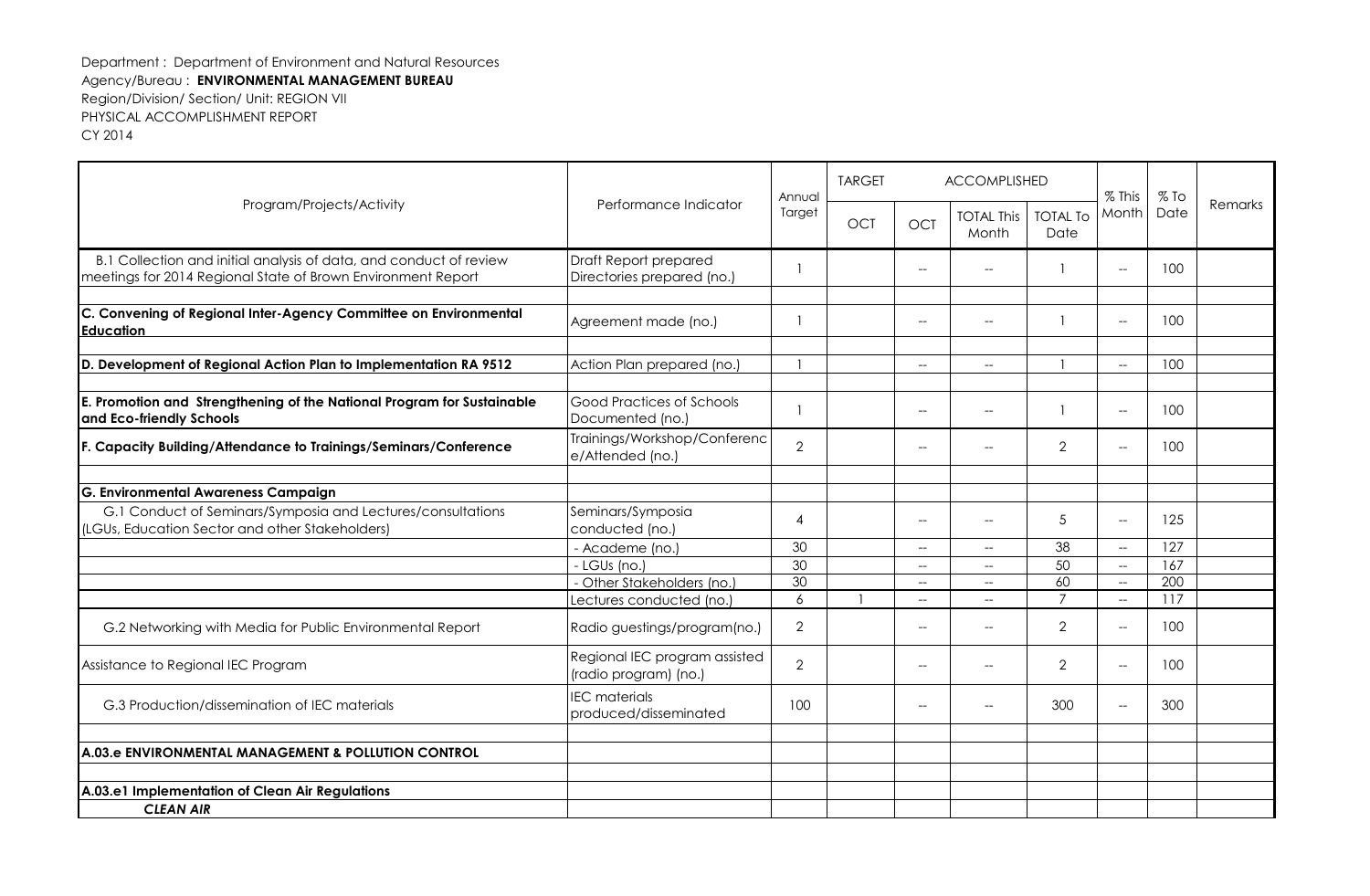Department : Department of Environment and Natural Resources
Agency/Bureau : **ENVIRONMENTAL MANAGEMENT BUREAU**
Region/Division/ Section/ Unit: REGION VII
PHYSICAL ACCOMPLISHMENT REPORT
CY 2014

| Program/Projects/Activity | Performance Indicator | Annual Target | TARGET | ACCOMPLISHED | | | % This Month | % To Date | Remarks |
|---|---|---|---|---|---|---|---|---|---|
| | | | OCT | OCT | TOTAL This Month | TOTAL To Date | | | |
| B.1 Collection and initial analysis of data, and conduct of review meetings for 2014 Regional State of Brown Environment Report | Draft Report prepared Directories prepared (no.) | 1 | | -- | -- | 1 | -- | 100 | |
| | | | | | | | | | |
| **C. Convening of Regional Inter-Agency Committee on Environmental Education** | Agreement made (no.) | 1 | | -- | -- | 1 | -- | 100 | |
| | | | | | | | | | |
| **D. Development of Regional Action Plan to Implementation RA 9512** | Action Plan prepared (no.) | 1 | | -- | -- | 1 | -- | 100 | |
| | | | | | | | | | |
| **E. Promotion and Strengthening of the National Program for Sustainable and Eco-friendly Schools** | Good Practices of Schools Documented (no.) | 1 | | -- | -- | 1 | -- | 100 | |
| **F. Capacity Building/Attendance to Trainings/Seminars/Conference** | Trainings/Workshop/Conference/Attended (no.) | 2 | | -- | -- | 2 | -- | 100 | |
| | | | | | | | | | |
| **G. Environmental Awareness Campaign** | | | | | | | | | |
| G.1 Conduct of Seminars/Symposia and Lectures/consultations (LGUs, Education Sector and other Stakeholders) | Seminars/Symposia conducted (no.) | 4 | | -- | -- | 5 | -- | 125 | |
| | - Academe (no.) | 30 | | -- | -- | 38 | -- | 127 | |
| | - LGUs (no.) | 30 | | -- | -- | 50 | -- | 167 | |
| | - Other Stakeholders (no.) | 30 | | -- | -- | 60 | -- | 200 | |
| | Lectures conducted (no.) | 6 | 1 | -- | -- | 7 | -- | 117 | |
| G.2 Networking with Media for Public Environmental Report | Radio guestings/program(no.) | 2 | | -- | -- | 2 | -- | 100 | |
| Assistance to Regional IEC Program | Regional IEC program assisted (radio program) (no.) | 2 | | -- | -- | 2 | -- | 100 | |
| G.3 Production/dissemination of IEC materials | IEC materials produced/disseminated | 100 | | -- | -- | 300 | -- | 300 | |
| | | | | | | | | | |
| **A.03.e ENVIRONMENTAL MANAGEMENT & POLLUTION CONTROL** | | | | | | | | | |
| | | | | | | | | | |
| **A.03.e1 Implementation of Clean Air Regulations** | | | | | | | | | |
| ***CLEAN AIR*** | | | | | | | | | |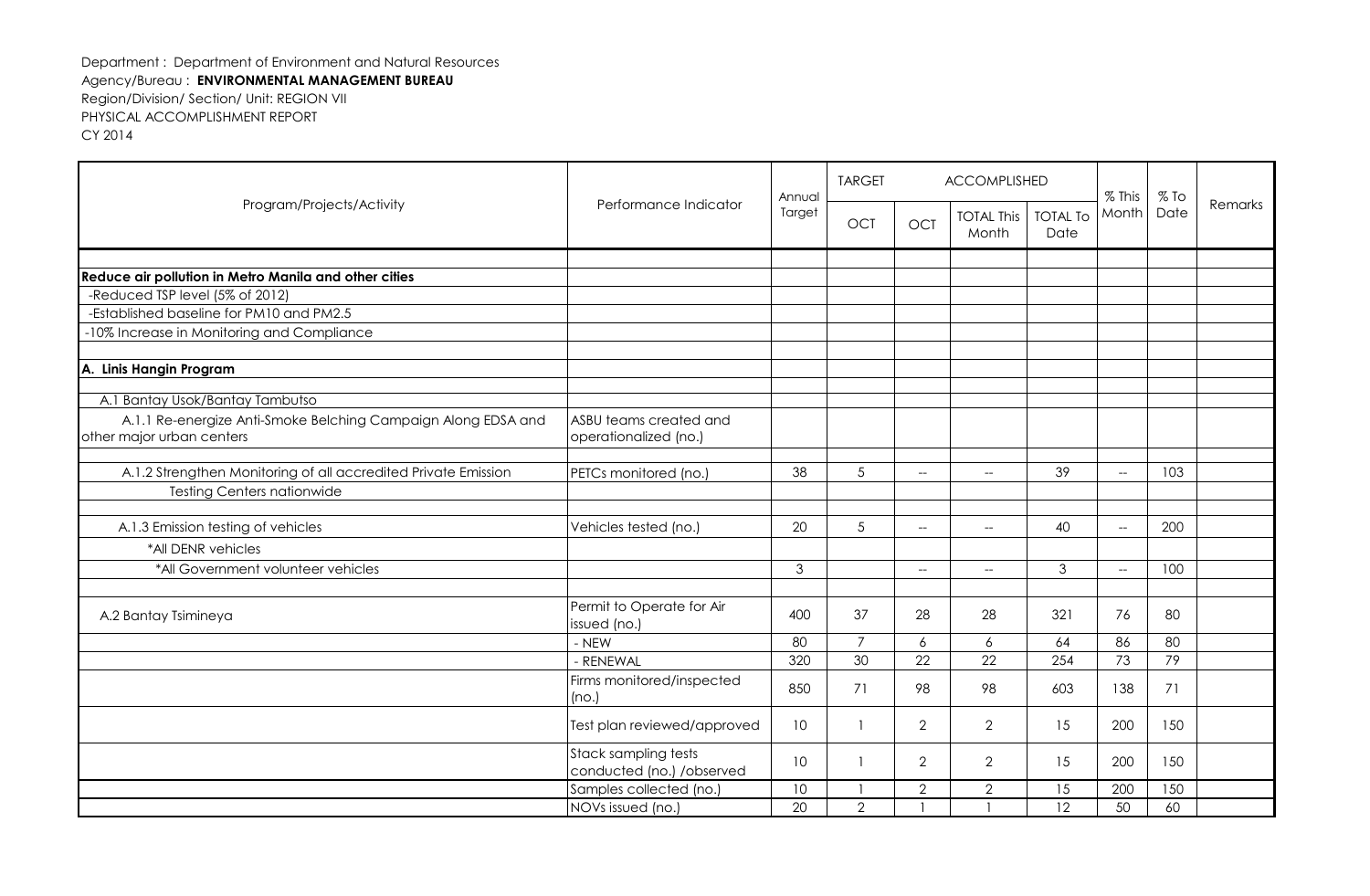Department : Department of Environment and Natural Resources
Agency/Bureau : **ENVIRONMENTAL MANAGEMENT BUREAU**
Region/Division/ Section/ Unit: REGION VII
PHYSICAL ACCOMPLISHMENT REPORT
CY 2014

| Program/Projects/Activity | Performance Indicator | Annual Target | TARGET | ACCOMPLISHED | | | % This Month | % To Date | Remarks |
|---|---|---|---|---|---|---|---|---|---|
| | | | OCT | OCT | TOTAL This Month | TOTAL To Date | | | |
| **Reduce air pollution in Metro Manila and other cities** | | | | | | | | | |
| -Reduced TSP level (5% of 2012) | | | | | | | | | |
| -Established baseline for PM10 and PM2.5 | | | | | | | | | |
| -10% Increase in Monitoring and Compliance | | | | | | | | | |
| **A. Linis Hangin Program** | | | | | | | | | |
| A.1 Bantay Usok/Bantay Tambutso | | | | | | | | | |
| A.1.1 Re-energize Anti-Smoke Belching Campaign Along EDSA and other major urban centers | ASBU teams created and operationalized (no.) | | | | | | | | |
| A.1.2 Strengthen Monitoring of all accredited Private Emission Testing Centers nationwide | PETCs monitored (no.) | 38 | 5 | -- | -- | 39 | -- | 103 | |
| A.1.3 Emission testing of vehicles | Vehicles tested (no.) | 20 | 5 | -- | -- | 40 | -- | 200 | |
| *All DENR vehicles | | | | | | | | | |
| *All Government volunteer vehicles | | 3 | | -- | -- | 3 | -- | 100 | |
| A.2 Bantay Tsimineya | Permit to Operate for Air issued (no.) | 400 | 37 | 28 | 28 | 321 | 76 | 80 | |
| | - NEW | 80 | 7 | 6 | 6 | 64 | 86 | 80 | |
| | - RENEWAL | 320 | 30 | 22 | 22 | 254 | 73 | 79 | |
| | Firms monitored/inspected (no.) | 850 | 71 | 98 | 98 | 603 | 138 | 71 | |
| | Test plan reviewed/approved | 10 | 1 | 2 | 2 | 15 | 200 | 150 | |
| | Stack sampling tests conducted (no.) /observed | 10 | 1 | 2 | 2 | 15 | 200 | 150 | |
| | Samples collected (no.) | 10 | 1 | 2 | 2 | 15 | 200 | 150 | |
| | NOVs issued (no.) | 20 | 2 | 1 | 1 | 12 | 50 | 60 | |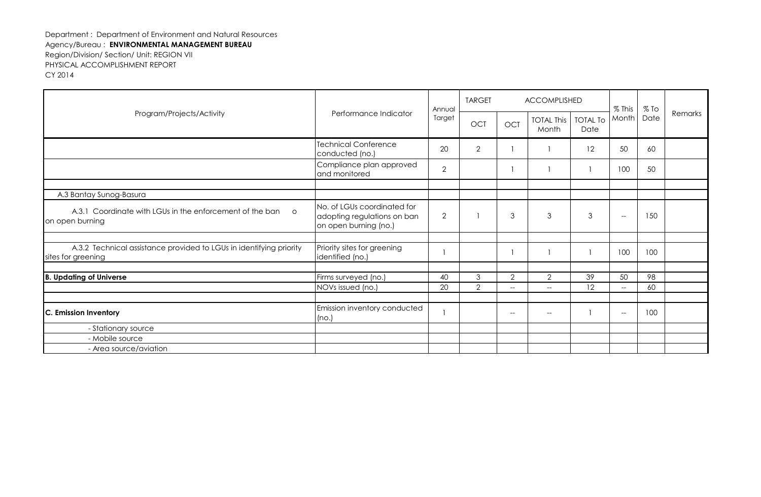Department : Department of Environment and Natural Resources
Agency/Bureau : **ENVIRONMENTAL MANAGEMENT BUREAU**
Region/Division/ Section/ Unit: REGION VII
PHYSICAL ACCOMPLISHMENT REPORT
CY 2014

| Program/Projects/Activity | Performance Indicator | Annual Target | TARGET | ACCOMPLISHED | | | % This Month | % To Date | Remarks |
|---|---|---|---|---|---|---|---|---|---|
| | | | OCT | OCT | TOTAL This Month | TOTAL To Date | | | |
| | Technical Conference conducted (no.) | 20 | 2 | 1 | 1 | 12 | 50 | 60 | |
| | Compliance plan approved and monitored | 2 | | 1 | 1 | 1 | 100 | 50 | |
| | | | | | | | | | |
| A.3 Bantay Sunog-Basura | | | | | | | | | |
| A.3.1 Coordinate with LGUs in the enforcement of the ban o on open burning | No. of LGUs coordinated for adopting regulations on ban on open burning (no.) | 2 | 1 | 3 | 3 | 3 | -- | 150 | |
| | | | | | | | | | |
| A.3.2 Technical assistance provided to LGUs in identifying priority sites for greening | Priority sites for greening identified (no.) | 1 | | 1 | 1 | 1 | 100 | 100 | |
| | | | | | | | | | |
| **B. Updating of Universe** | Firms surveyed (no.) | 40 | 3 | 2 | 2 | 39 | 50 | 98 | |
| | NOVs issued (no.) | 20 | 2 | -- | -- | 12 | -- | 60 | |
| | | | | | | | | | |
| **C. Emission Inventory** | Emission inventory conducted (no.) | 1 | | -- | -- | 1 | -- | 100 | |
| - Stationary source | | | | | | | | | |
| - Mobile source | | | | | | | | | |
| - Area source/aviation | | | | | | | | | |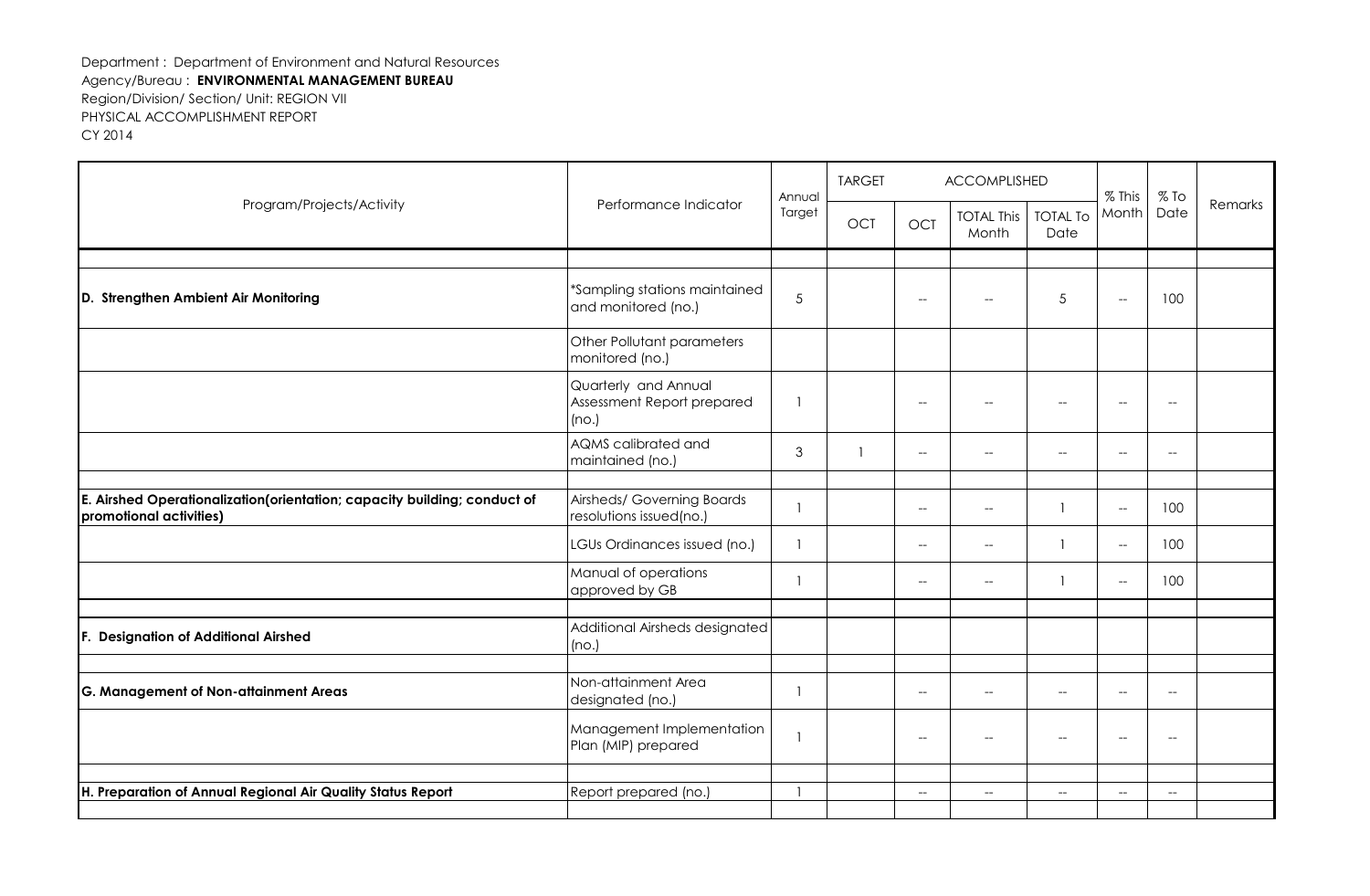Department : Department of Environment and Natural Resources
Agency/Bureau : **ENVIRONMENTAL MANAGEMENT BUREAU**
Region/Division/ Section/ Unit: REGION VII
PHYSICAL ACCOMPLISHMENT REPORT
CY 2014

| Program/Projects/Activity | Performance Indicator | Annual Target | TARGET | ACCOMPLISHED | | | % This Month | % To Date | Remarks |
|---|---|---|---|---|---|---|---|---|---|
| | | | OCT | OCT | TOTAL This Month | TOTAL To Date | | | |
| | | | | | | | | | |
| **D. Strengthen Ambient Air Monitoring** | *Sampling stations maintained and monitored (no.) | 5 | | -- | -- | 5 | -- | 100 | |
| | Other Pollutant parameters monitored (no.) | | | | | | | | |
| | Quarterly and Annual Assessment Report prepared (no.) | 1 | | -- | -- | -- | -- | -- | |
| | AQMS calibrated and maintained (no.) | 3 | 1 | -- | -- | -- | -- | -- | |
| | | | | | | | | | |
| **E. Airshed Operationalization(orientation; capacity building; conduct of promotional activities)** | Airsheds/ Governing Boards resolutions issued(no.) | 1 | | -- | -- | 1 | -- | 100 | |
| | LGUs Ordinances issued (no.) | 1 | | -- | -- | 1 | -- | 100 | |
| | Manual of operations approved by GB | 1 | | -- | -- | 1 | -- | 100 | |
| | | | | | | | | | |
| **F. Designation of Additional Airshed** | Additional Airsheds designated (no.) | | | | | | | | |
| | | | | | | | | | |
| **G. Management of Non-attainment Areas** | Non-attainment Area designated (no.) | 1 | | -- | -- | -- | -- | -- | |
| | Management Implementation Plan (MIP) prepared | 1 | | -- | -- | -- | -- | -- | |
| | | | | | | | | | |
| **H. Preparation of Annual Regional Air Quality Status Report** | Report prepared (no.) | 1 | | -- | -- | -- | -- | -- | |
| | | | | | | | | | |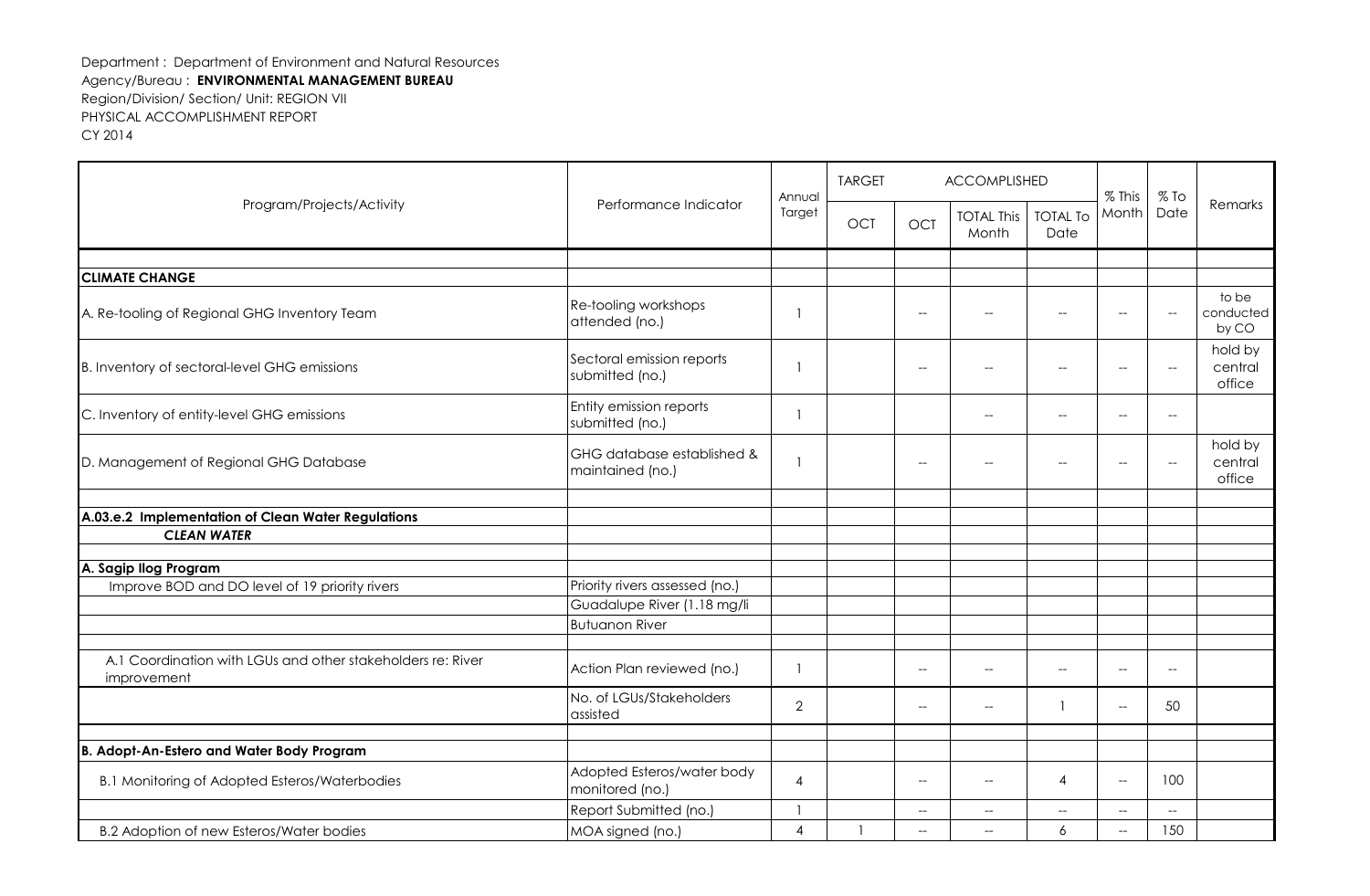Department : Department of Environment and Natural Resources
Agency/Bureau : **ENVIRONMENTAL MANAGEMENT BUREAU**
Region/Division/ Section/ Unit: REGION VII
PHYSICAL ACCOMPLISHMENT REPORT
CY 2014

| Program/Projects/Activity | Performance Indicator | Annual Target | TARGET | ACCOMPLISHED | | | % This Month | % To Date | Remarks |
|---|---|---|---|---|---|---|---|---|---|
| | | | OCT | OCT | TOTAL This Month | TOTAL To Date | | | |
| | | | | | | | | | |
| **CLIMATE CHANGE** | | | | | | | | | |
| A. Re-tooling of Regional GHG Inventory Team | Re-tooling workshops attended (no.) | 1 | | -- | -- | -- | -- | -- | to be conducted by CO |
| B. Inventory of sectoral-level GHG emissions | Sectoral emission reports submitted (no.) | 1 | | -- | -- | -- | -- | -- | hold by central office |
| C. Inventory of entity-level GHG emissions | Entity emission reports submitted (no.) | 1 | | | -- | -- | -- | -- | |
| D. Management of Regional GHG Database | GHG database established & maintained (no.) | 1 | | -- | -- | -- | -- | -- | hold by central office |
| | | | | | | | | | |
| **A.03.e.2 Implementation of Clean Water Regulations** | | | | | | | | | |
| ***CLEAN WATER*** | | | | | | | | | |
| | | | | | | | | | |
| **A. Sagip Ilog Program** | | | | | | | | | |
| Improve BOD and DO level of 19 priority rivers | Priority rivers assessed (no.) | | | | | | | | |
| | Guadalupe River (1.18 mg/li | | | | | | | | |
| | Butuanon River | | | | | | | | |
| | | | | | | | | | |
| A.1 Coordination with LGUs and other stakeholders re: River improvement | Action Plan reviewed (no.) | 1 | | -- | -- | -- | -- | -- | |
| | No. of LGUs/Stakeholders assisted | 2 | | -- | -- | 1 | -- | 50 | |
| | | | | | | | | | |
| **B. Adopt-An-Estero and Water Body Program** | | | | | | | | | |
| B.1 Monitoring of Adopted Esteros/Waterbodies | Adopted Esteros/water body monitored (no.) | 4 | | -- | -- | 4 | -- | 100 | |
| | Report Submitted (no.) | 1 | | -- | -- | -- | -- | -- | |
| B.2 Adoption of new Esteros/Water bodies | MOA signed (no.) | 4 | 1 | -- | -- | 6 | -- | 150 | |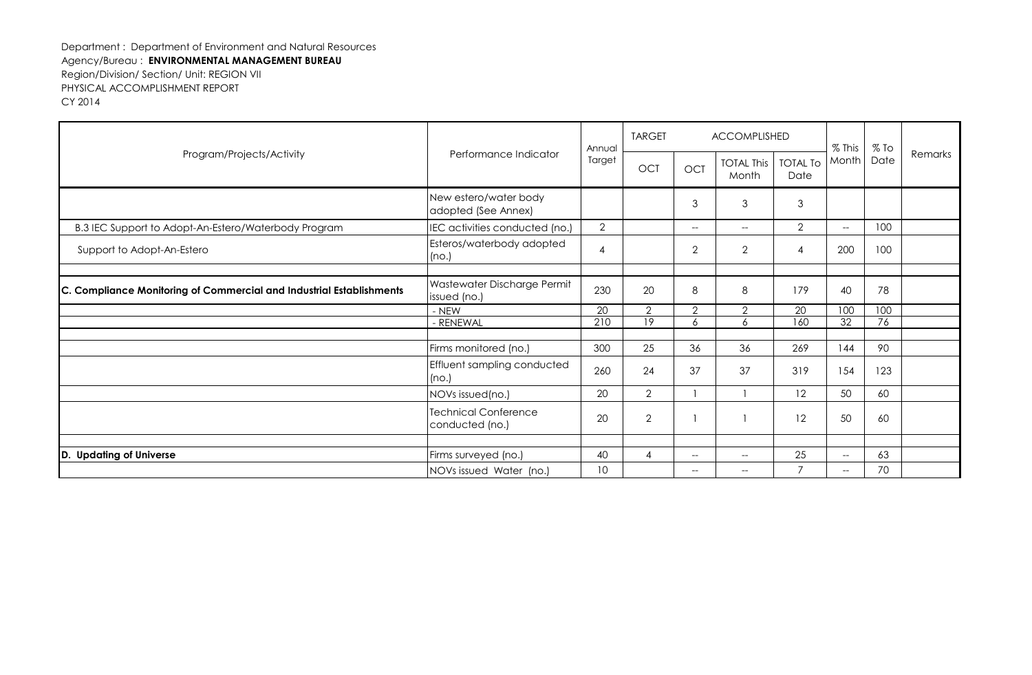Department : Department of Environment and Natural Resources
Agency/Bureau : **ENVIRONMENTAL MANAGEMENT BUREAU**
Region/Division/ Section/ Unit: REGION VII
PHYSICAL ACCOMPLISHMENT REPORT
CY 2014

| Program/Projects/Activity | Performance Indicator | Annual Target | TARGET | ACCOMPLISHED | | | % This Month | % To Date | Remarks |
|---|---|---|---|---|---|---|---|---|---|
| | | | OCT | OCT | TOTAL This Month | TOTAL To Date | | | |
| | New estero/water body adopted (See Annex) | | | 3 | 3 | 3 | | | |
| B.3 IEC Support to Adopt-An-Estero/Waterbody Program | IEC activities conducted (no.) | 2 | | -- | -- | 2 | -- | 100 | |
| Support to Adopt-An-Estero | Esteros/waterbody adopted (no.) | 4 | | 2 | 2 | 4 | 200 | 100 | |
| | | | | | | | | | |
| **C. Compliance Monitoring of Commercial and Industrial Establishments** | Wastewater Discharge Permit issued (no.) | 230 | 20 | 8 | 8 | 179 | 40 | 78 | |
| | - NEW | 20 | 2 | 2 | 2 | 20 | 100 | 100 | |
| | - RENEWAL | 210 | 19 | 6 | 6 | 160 | 32 | 76 | |
| | | | | | | | | | |
| | Firms monitored (no.) | 300 | 25 | 36 | 36 | 269 | 144 | 90 | |
| | Effluent sampling conducted (no.) | 260 | 24 | 37 | 37 | 319 | 154 | 123 | |
| | NOVs issued(no.) | 20 | 2 | 1 | 1 | 12 | 50 | 60 | |
| | Technical Conference conducted (no.) | 20 | 2 | 1 | 1 | 12 | 50 | 60 | |
| | | | | | | | | | |
| **D. Updating of Universe** | Firms surveyed (no.) | 40 | 4 | -- | -- | 25 | -- | 63 | |
| | NOVs issued Water (no.) | 10 | | -- | -- | 7 | -- | 70 | |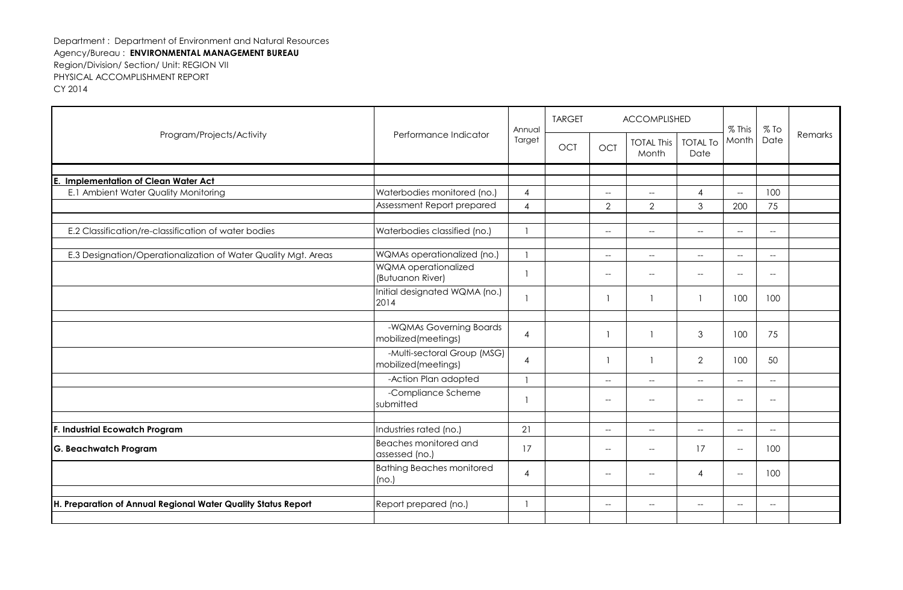Department : Department of Environment and Natural Resources
Agency/Bureau : **ENVIRONMENTAL MANAGEMENT BUREAU**
Region/Division/ Section/ Unit: REGION VII
PHYSICAL ACCOMPLISHMENT REPORT
CY 2014

| Program/Projects/Activity | Performance Indicator | Annual Target | TARGET | ACCOMPLISHED | | | % This Month | % To Date | Remarks |
|---|---|---|---|---|---|---|---|---|---|
| | | | OCT | OCT | TOTAL This Month | TOTAL To Date | | | |
| **E. Implementation of Clean Water Act** | | | | | | | | | |
| E.1 Ambient Water Quality Monitoring | Waterbodies monitored (no.) | 4 | | -- | -- | 4 | -- | 100 | |
| | Assessment Report prepared | 4 | | 2 | 2 | 3 | 200 | 75 | |
| E.2 Classification/re-classification of water bodies | Waterbodies classified (no.) | 1 | | -- | -- | -- | -- | -- | |
| E.3 Designation/Operationalization of Water Quality Mgt. Areas | WQMAs operationalized (no.) | 1 | | -- | -- | -- | -- | -- | |
| | WQMA operationalized (Butuanon River) | 1 | | -- | -- | -- | -- | -- | |
| | Initial designated WQMA (no.) 2014 | 1 | | 1 | 1 | 1 | 100 | 100 | |
| | -WQMAs Governing Boards mobilized(meetings) | 4 | | 1 | 1 | 3 | 100 | 75 | |
| | -Multi-sectoral Group (MSG) mobilized(meetings) | 4 | | 1 | 1 | 2 | 100 | 50 | |
| | -Action Plan adopted | 1 | | -- | -- | -- | -- | -- | |
| | -Compliance Scheme submitted | 1 | | -- | -- | -- | -- | -- | |
| **F. Industrial Ecowatch Program** | Industries rated (no.) | 21 | | -- | -- | -- | -- | -- | |
| **G. Beachwatch Program** | Beaches monitored and assessed (no.) | 17 | | -- | -- | 17 | -- | 100 | |
| | Bathing Beaches monitored (no.) | 4 | | -- | -- | 4 | -- | 100 | |
| **H. Preparation of Annual Regional Water Quality Status Report** | Report prepared (no.) | 1 | | -- | -- | -- | -- | -- | |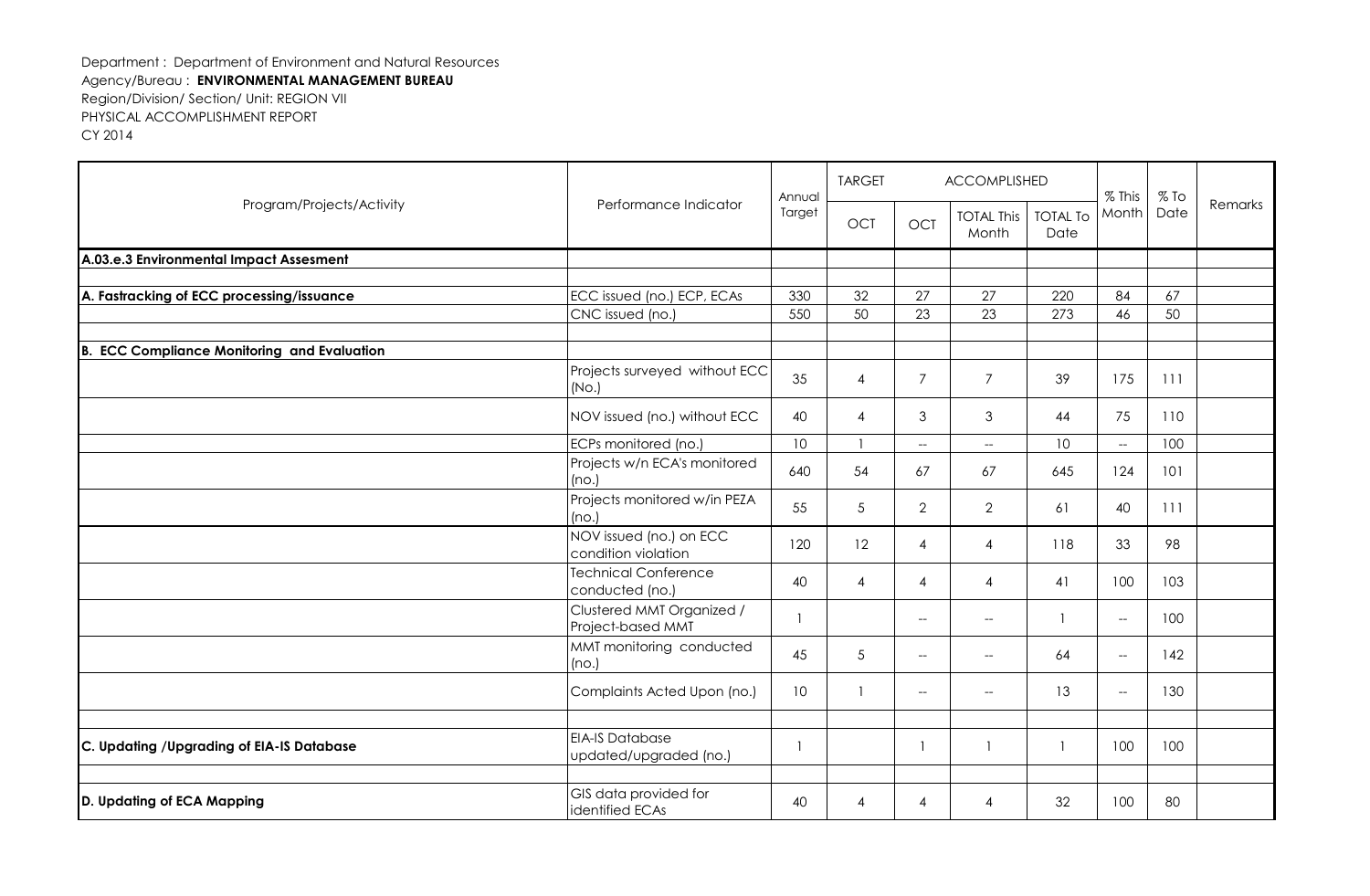Department : Department of Environment and Natural Resources
Agency/Bureau : **ENVIRONMENTAL MANAGEMENT BUREAU**
Region/Division/ Section/ Unit: REGION VII
PHYSICAL ACCOMPLISHMENT REPORT
CY 2014

| Program/Projects/Activity | Performance Indicator | Annual Target | TARGET | ACCOMPLISHED | | | % This Month | % To Date | Remarks |
|---|---|---|---|---|---|---|---|---|---|
| | | | OCT | OCT | TOTAL This Month | TOTAL To Date | | | |
| **A.03.e.3 Environmental Impact Assesment** | | | | | | | | | |
| | | | | | | | | | |
| **A. Fastracking of ECC processing/issuance** | ECC issued (no.) ECP, ECAs | 330 | 32 | 27 | 27 | 220 | 84 | 67 | |
| | CNC issued (no.) | 550 | 50 | 23 | 23 | 273 | 46 | 50 | |
| | | | | | | | | | |
| **B. ECC Compliance Monitoring and Evaluation** | | | | | | | | | |
| | Projects surveyed without ECC (No.) | 35 | 4 | 7 | 7 | 39 | 175 | 111 | |
| | NOV issued (no.) without ECC | 40 | 4 | 3 | 3 | 44 | 75 | 110 | |
| | ECPs monitored (no.) | 10 | 1 | -- | -- | 10 | -- | 100 | |
| | Projects w/n ECA's monitored (no.) | 640 | 54 | 67 | 67 | 645 | 124 | 101 | |
| | Projects monitored w/in PEZA (no.) | 55 | 5 | 2 | 2 | 61 | 40 | 111 | |
| | NOV issued (no.) on ECC condition violation | 120 | 12 | 4 | 4 | 118 | 33 | 98 | |
| | Technical Conference conducted (no.) | 40 | 4 | 4 | 4 | 41 | 100 | 103 | |
| | Clustered MMT Organized / Project-based MMT | 1 | | -- | -- | 1 | -- | 100 | |
| | MMT monitoring conducted (no.) | 45 | 5 | -- | -- | 64 | -- | 142 | |
| | Complaints Acted Upon (no.) | 10 | 1 | -- | -- | 13 | -- | 130 | |
| | | | | | | | | | |
| **C. Updating /Upgrading of EIA-IS Database** | EIA-IS Database updated/upgraded (no.) | 1 | | 1 | 1 | 1 | 100 | 100 | |
| | | | | | | | | | |
| **D. Updating of ECA Mapping** | GIS data provided for identified ECAs | 40 | 4 | 4 | 4 | 32 | 100 | 80 | |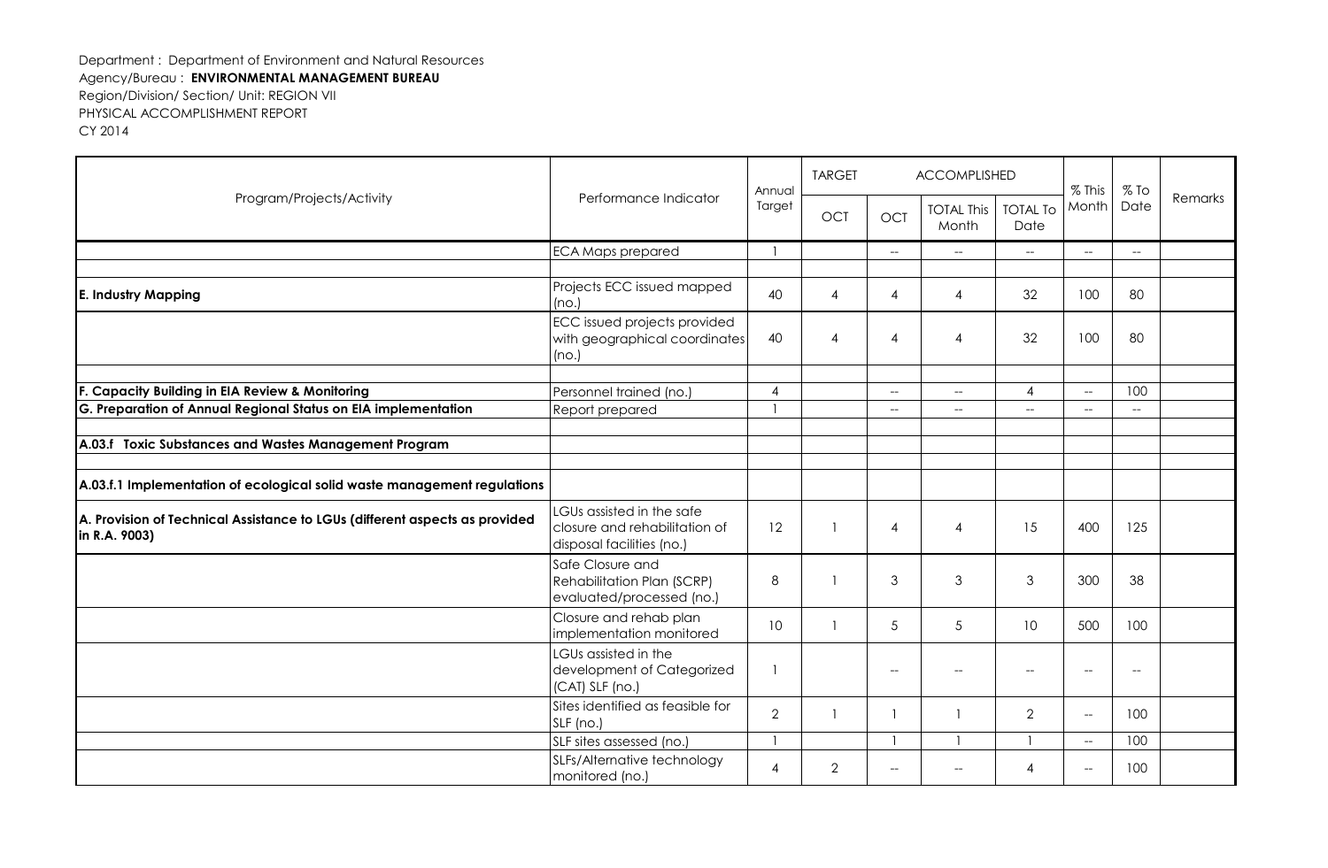Department : Department of Environment and Natural Resources
Agency/Bureau : **ENVIRONMENTAL MANAGEMENT BUREAU**
Region/Division/ Section/ Unit: REGION VII
PHYSICAL ACCOMPLISHMENT REPORT
CY 2014

| Program/Projects/Activity | Performance Indicator | Annual Target | TARGET | ACCOMPLISHED | | | % This Month | % To Date | Remarks |
|---|---|---|---|---|---|---|---|---|---|
| | | | OCT | OCT | TOTAL This Month | TOTAL To Date | | | |
| | ECA Maps prepared | 1 | | -- | -- | -- | -- | -- | |
| | | | | | | | | | |
| **E. Industry Mapping** | Projects ECC issued mapped (no.) | 40 | 4 | 4 | 4 | 32 | 100 | 80 | |
| | ECC issued projects provided with geographical coordinates (no.) | 40 | 4 | 4 | 4 | 32 | 100 | 80 | |
| | | | | | | | | | |
| **F. Capacity Building in EIA Review & Monitoring** | Personnel trained (no.) | 4 | | -- | -- | 4 | -- | 100 | |
| **G. Preparation of Annual Regional Status on EIA implementation** | Report prepared | 1 | | -- | -- | -- | -- | -- | |
| | | | | | | | | | |
| **A.03.f Toxic Substances and Wastes Management Program** | | | | | | | | | |
| | | | | | | | | | |
| **A.03.f.1 Implementation of ecological solid waste management regulations** | | | | | | | | | |
| **A. Provision of Technical Assistance to LGUs (different aspects as provided in R.A. 9003)** | LGUs assisted in the safe closure and rehabilitation of disposal facilities (no.) | 12 | 1 | 4 | 4 | 15 | 400 | 125 | |
| | Safe Closure and Rehabilitation Plan (SCRP) evaluated/processed (no.) | 8 | 1 | 3 | 3 | 3 | 300 | 38 | |
| | Closure and rehab plan implementation monitored | 10 | 1 | 5 | 5 | 10 | 500 | 100 | |
| | LGUs assisted in the development of Categorized (CAT) SLF (no.) | 1 | | -- | -- | -- | -- | -- | |
| | Sites identified as feasible for SLF (no.) | 2 | 1 | 1 | 1 | 2 | -- | 100 | |
| | SLF sites assessed (no.) | 1 | | 1 | 1 | 1 | -- | 100 | |
| | SLFs/Alternative technology monitored (no.) | 4 | 2 | -- | -- | 4 | -- | 100 | |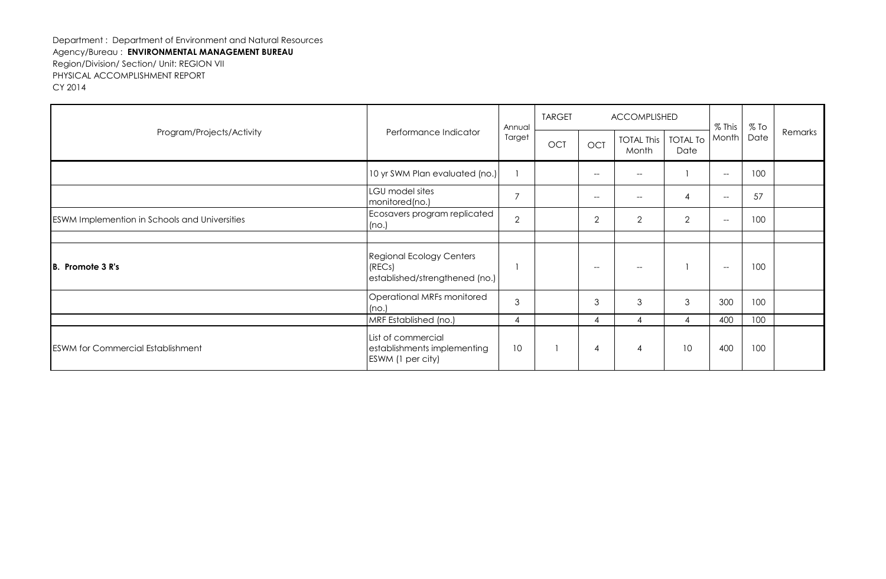Department : Department of Environment and Natural Resources
Agency/Bureau : **ENVIRONMENTAL MANAGEMENT BUREAU**
Region/Division/ Section/ Unit: REGION VII
PHYSICAL ACCOMPLISHMENT REPORT
CY 2014

| Program/Projects/Activity | Performance Indicator | Annual Target | TARGET | ACCOMPLISHED | | | % This Month | % To Date | Remarks |
|---|---|---|---|---|---|---|---|---|---|
| | | | OCT | OCT | TOTAL This Month | TOTAL To Date | | | |
| | 10 yr SWM Plan evaluated (no.) | 1 | | -- | -- | 1 | -- | 100 | |
| | LGU model sites monitored(no.) | 7 | | -- | -- | 4 | -- | 57 | |
| ESWM Implemention in Schools and Universities | Ecosavers program replicated (no.) | 2 | | 2 | 2 | 2 | -- | 100 | |
| | | | | | | | | | |
| **B. Promote 3 R's** | Regional Ecology Centers (RECs) established/strengthened (no.) | 1 | | -- | -- | 1 | -- | 100 | |
| | Operational MRFs monitored (no.) | 3 | | 3 | 3 | 3 | 300 | 100 | |
| | MRF Established (no.) | 4 | | 4 | 4 | 4 | 400 | 100 | |
| ESWM for Commercial Establishment | List of commercial establishments implementing ESWM (1 per city) | 10 | 1 | 4 | 4 | 10 | 400 | 100 | |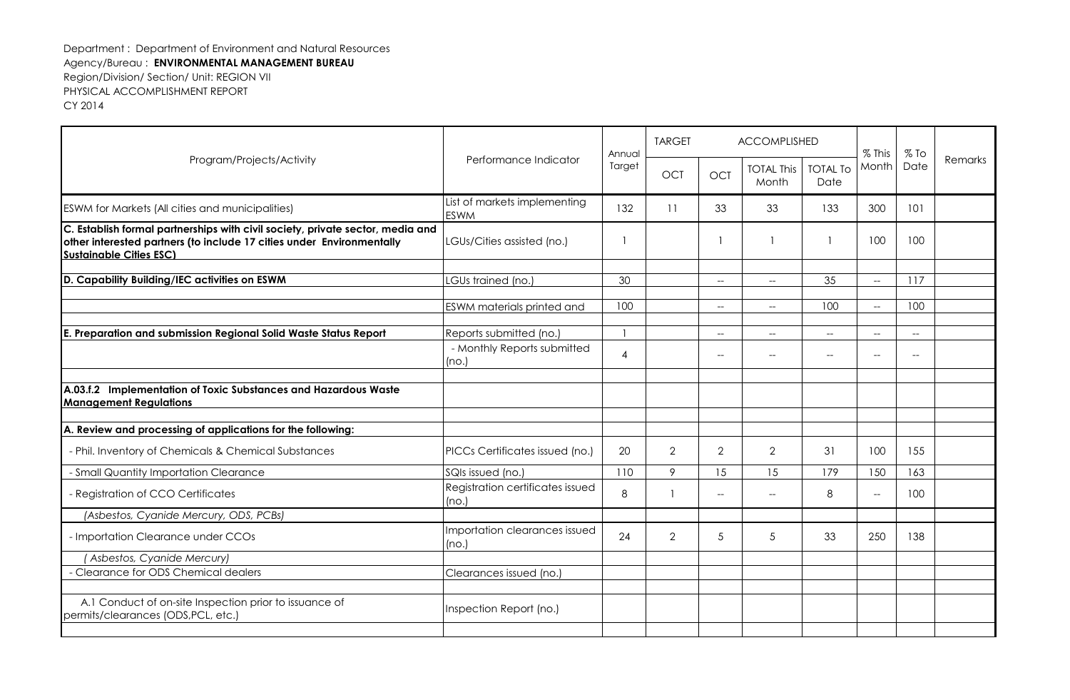Department : Department of Environment and Natural Resources
Agency/Bureau : **ENVIRONMENTAL MANAGEMENT BUREAU**
Region/Division/ Section/ Unit: REGION VII
PHYSICAL ACCOMPLISHMENT REPORT
CY 2014

| Program/Projects/Activity | Performance Indicator | Annual Target | TARGET | ACCOMPLISHED | | | % This Month | % To Date | Remarks |
|---|---|---|---|---|---|---|---|---|---|
| | | | OCT | OCT | TOTAL This Month | TOTAL To Date | | | |
| ESWM for Markets (All cities and municipalities) | List of markets implementing ESWM | 132 | 11 | 33 | 33 | 133 | 300 | 101 | |
| **C. Establish formal partnerships with civil society, private sector, media and other interested partners (to include 17 cities under Environmentally Sustainable Cities ESC)** | LGUs/Cities assisted (no.) | 1 | | 1 | 1 | 1 | 100 | 100 | |
| | | | | | | | | | |
| **D. Capability Building/IEC activities on ESWM** | LGUs trained (no.) | 30 | | -- | -- | 35 | -- | 117 | |
| | | | | | | | | | |
| | ESWM materials printed and | 100 | | -- | -- | 100 | -- | 100 | |
| | | | | | | | | | |
| **E. Preparation and submission Regional Solid Waste Status Report** | Reports submitted (no.) | 1 | | -- | -- | -- | -- | -- | |
| | - Monthly Reports submitted (no.) | 4 | | -- | -- | -- | -- | -- | |
| | | | | | | | | | |
| **A.03.f.2 Implementation of Toxic Substances and Hazardous Waste Management Regulations** | | | | | | | | | |
| | | | | | | | | | |
| **A. Review and processing of applications for the following:** | | | | | | | | | |
| - Phil. Inventory of Chemicals & Chemical Substances | PICCs Certificates issued (no.) | 20 | 2 | 2 | 2 | 31 | 100 | 155 | |
| - Small Quantity Importation Clearance | SQIs issued (no.) | 110 | 9 | 15 | 15 | 179 | 150 | 163 | |
| - Registration of CCO Certificates | Registration certificates issued (no.) | 8 | 1 | -- | -- | 8 | -- | 100 | |
| *(Asbestos, Cyanide Mercury, ODS, PCBs)* | | | | | | | | | |
| - Importation Clearance under CCOs | Importation clearances issued (no.) | 24 | 2 | 5 | 5 | 33 | 250 | 138 | |
| *( Asbestos, Cyanide Mercury)* | | | | | | | | | |
| - Clearance for ODS Chemical dealers | Clearances issued (no.) | | | | | | | | |
| | | | | | | | | | |
| A.1 Conduct of on-site Inspection prior to issuance of permits/clearances (ODS,PCL, etc.) | Inspection Report (no.) | | | | | | | | |
| | | | | | | | | | |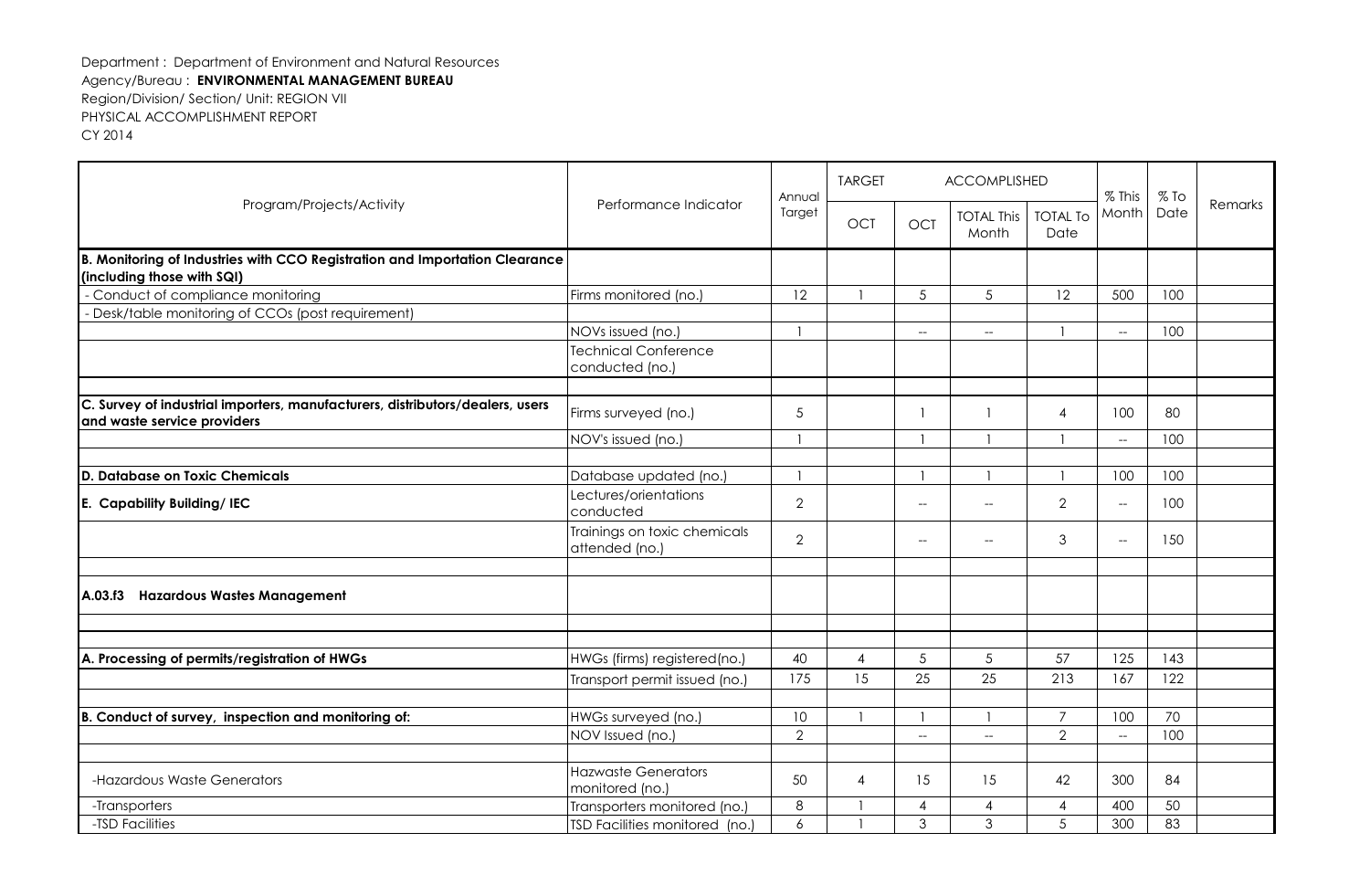Department : Department of Environment and Natural Resources
Agency/Bureau : **ENVIRONMENTAL MANAGEMENT BUREAU**
Region/Division/ Section/ Unit: REGION VII
PHYSICAL ACCOMPLISHMENT REPORT
CY 2014

| Program/Projects/Activity | Performance Indicator | Annual Target | TARGET | ACCOMPLISHED | | | % This Month | % To Date | Remarks |
|---|---|---|---|---|---|---|---|---|---|
| | | | OCT | OCT | TOTAL This Month | TOTAL To Date | | | |
| **B. Monitoring of Industries with CCO Registration and Importation Clearance (including those with SQI)** | | | | | | | | | |
| - Conduct of compliance monitoring | Firms monitored (no.) | 12 | 1 | 5 | 5 | 12 | 500 | 100 | |
| - Desk/table monitoring of CCOs (post requirement) | | | | | | | | | |
| | NOVs issued (no.) | 1 | | -- | -- | 1 | -- | 100 | |
| | Technical Conference conducted (no.) | | | | | | | | |
| | | | | | | | | | |
| **C. Survey of industrial importers, manufacturers, distributors/dealers, users and waste service providers** | Firms surveyed (no.) | 5 | | 1 | 1 | 4 | 100 | 80 | |
| | NOV's issued (no.) | 1 | | 1 | 1 | 1 | -- | 100 | |
| | | | | | | | | | |
| **D. Database on Toxic Chemicals** | Database updated (no.) | 1 | | 1 | 1 | 1 | 100 | 100 | |
| **E. Capability Building/ IEC** | Lectures/orientations conducted | 2 | | -- | -- | 2 | -- | 100 | |
| | Trainings on toxic chemicals attended (no.) | 2 | | -- | -- | 3 | -- | 150 | |
| | | | | | | | | | |
| **A.03.f3 Hazardous Wastes Management** | | | | | | | | | |
| | | | | | | | | | |
| | | | | | | | | | |
| **A. Processing of permits/registration of HWGs** | HWGs (firms) registered(no.) | 40 | 4 | 5 | 5 | 57 | 125 | 143 | |
| | Transport permit issued (no.) | 175 | 15 | 25 | 25 | 213 | 167 | 122 | |
| | | | | | | | | | |
| **B. Conduct of survey, inspection and monitoring of:** | HWGs surveyed (no.) | 10 | 1 | 1 | 1 | 7 | 100 | 70 | |
| | NOV Issued (no.) | 2 | | -- | -- | 2 | -- | 100 | |
| | | | | | | | | | |
| -Hazardous Waste Generators | Hazwaste Generators monitored (no.) | 50 | 4 | 15 | 15 | 42 | 300 | 84 | |
| -Transporters | Transporters monitored (no.) | 8 | 1 | 4 | 4 | 4 | 400 | 50 | |
| -TSD Facilities | TSD Facilities monitored (no.) | 6 | 1 | 3 | 3 | 5 | 300 | 83 | |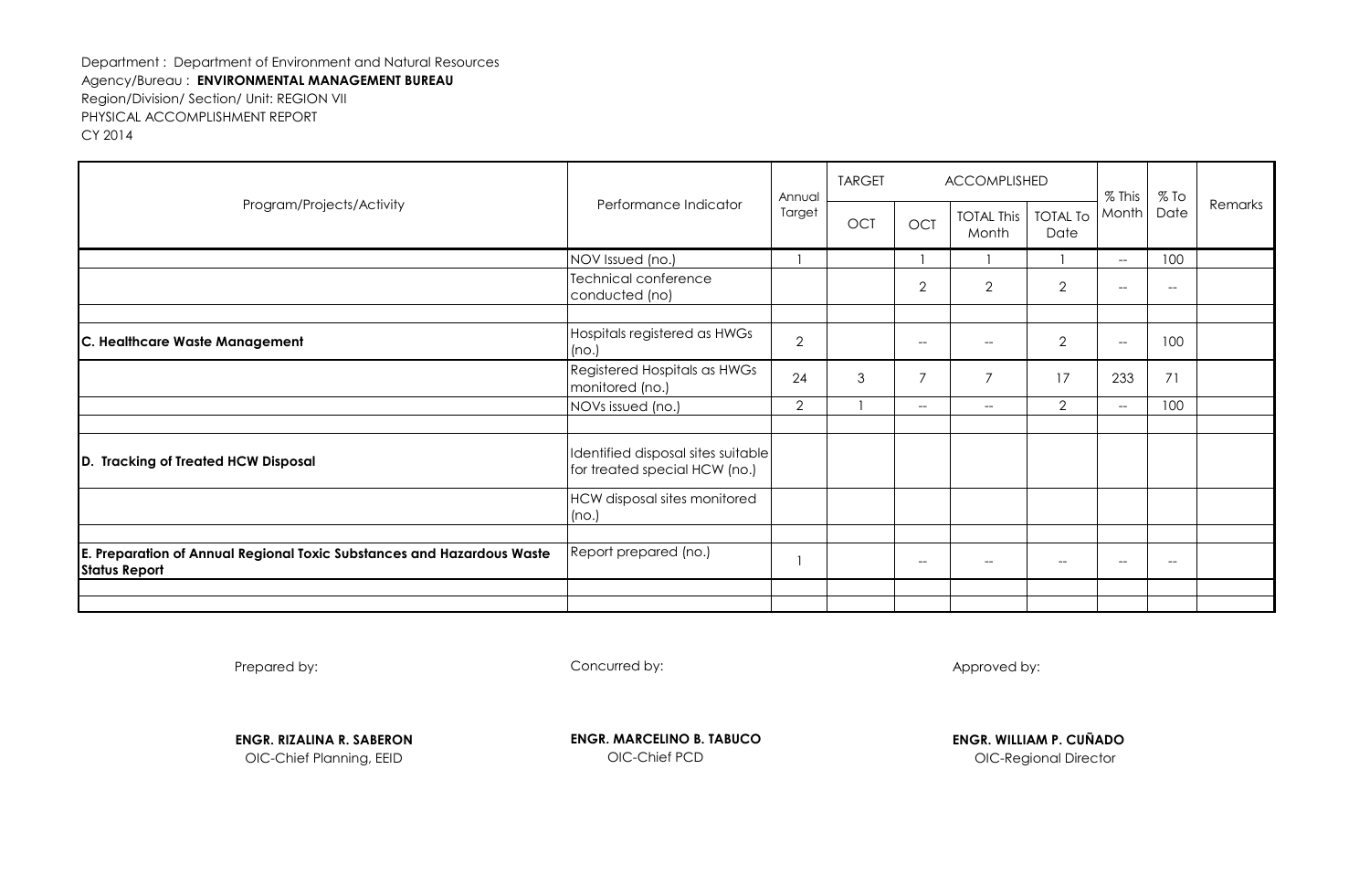Department : Department of Environment and Natural Resources
Agency/Bureau : **ENVIRONMENTAL MANAGEMENT BUREAU**
Region/Division/ Section/ Unit: REGION VII
PHYSICAL ACCOMPLISHMENT REPORT
CY 2014

| Program/Projects/Activity | Performance Indicator | Annual Target | TARGET | ACCOMPLISHED | | | % This Month | % To Date | Remarks |
|---|---|---|---|---|---|---|---|---|---|
| | | | OCT | OCT | TOTAL This Month | TOTAL To Date | | | |
| | NOV Issued (no.) | 1 | | 1 | 1 | 1 | -- | 100 | |
| | Technical conference conducted (no) | | | 2 | 2 | 2 | -- | -- | |
| | | | | | | | | | |
| **C. Healthcare Waste Management** | Hospitals registered as HWGs (no.) | 2 | | -- | -- | 2 | -- | 100 | |
| | Registered Hospitals as HWGs monitored (no.) | 24 | 3 | 7 | 7 | 17 | 233 | 71 | |
| | NOVs issued (no.) | 2 | 1 | -- | -- | 2 | -- | 100 | |
| | | | | | | | | | |
| **D. Tracking of Treated HCW Disposal** | Identified disposal sites suitable for treated special HCW (no.) | | | | | | | | |
| | HCW disposal sites monitored (no.) | | | | | | | | |
| | | | | | | | | | |
| **E. Preparation of Annual Regional Toxic Substances and Hazardous Waste Status Report** | Report prepared (no.) | 1 | | -- | -- | -- | -- | -- | |
| | | | | | | | | | |
| | | | | | | | | | |

Prepared by:

**ENGR. RIZALINA R. SABERON**
OIC-Chief Planning, EEID

Concurred by:

**ENGR. MARCELINO B. TABUCO**
OIC-Chief PCD

Approved by:

**ENGR. WILLIAM P. CUÑADO**
OIC-Regional Director